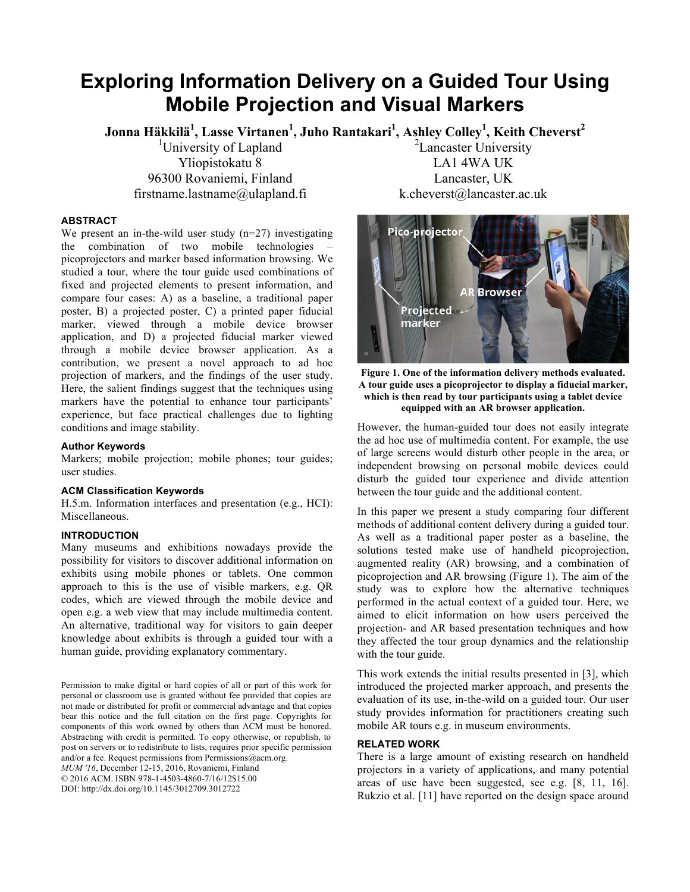# Exploring Information Delivery on a Guided Tour Using Mobile Projection and Visual Markers

**Jonna Häkkilä[1], Lasse Virtanen[1], Juho Rantakari[1], Ashley Colley[1], Keith Cheverst[2]**

[1]University of Lapland
Yliopistokatu 8
96300 Rovaniemi, Finland
firstname.lastname@ulapland.fi

[2]Lancaster University
LA1 4WA UK
Lancaster, UK
k.cheverst@lancaster.ac.uk

## ABSTRACT

We present an in-the-wild user study (n=27) investigating the combination of two mobile technologies – picoprojectors and marker based information browsing. We studied a tour, where the tour guide used combinations of fixed and projected elements to present information, and compare four cases: A) as a baseline, a traditional paper poster, B) a projected poster, C) a printed paper fiducial marker, viewed through a mobile device browser application, and D) a projected fiducial marker viewed through a mobile device browser application. As a contribution, we present a novel approach to ad hoc projection of markers, and the findings of the user study. Here, the salient findings suggest that the techniques using markers have the potential to enhance tour participants' experience, but face practical challenges due to lighting conditions and image stability.

### Author Keywords

Markers; mobile projection; mobile phones; tour guides; user studies.

### ACM Classification Keywords

H.5.m. Information interfaces and presentation (e.g., HCI): Miscellaneous.

## INTRODUCTION

Many museums and exhibitions nowadays provide the possibility for visitors to discover additional information on exhibits using mobile phones or tablets. One common approach to this is the use of visible markers, e.g. QR codes, which are viewed through the mobile device and open e.g. a web view that may include multimedia content. An alternative, traditional way for visitors to gain deeper knowledge about exhibits is through a guided tour with a human guide, providing explanatory commentary.

Permission to make digital or hard copies of all or part of this work for personal or classroom use is granted without fee provided that copies are not made or distributed for profit or commercial advantage and that copies bear this notice and the full citation on the first page. Copyrights for components of this work owned by others than ACM must be honored. Abstracting with credit is permitted. To copy otherwise, or republish, to post on servers or to redistribute to lists, requires prior specific permission and/or a fee. Request permissions from Permissions@acm.org.
*MUM '16*, December 12-15, 2016, Rovaniemi, Finland
© 2016 ACM. ISBN 978-1-4503-4860-7/16/12$15.00
DOI: http://dx.doi.org/10.1145/3012709.3012722

**Figure 1. One of the information delivery methods evaluated. A tour guide uses a picoprojector to display a fiducial marker, which is then read by tour participants using a tablet device equipped with an AR browser application.**

However, the human-guided tour does not easily integrate the ad hoc use of multimedia content. For example, the use of large screens would disturb other people in the area, or independent browsing on personal mobile devices could disturb the guided tour experience and divide attention between the tour guide and the additional content.

In this paper we present a study comparing four different methods of additional content delivery during a guided tour. As well as a traditional paper poster as a baseline, the solutions tested make use of handheld picoprojection, augmented reality (AR) browsing, and a combination of picoprojection and AR browsing (Figure 1). The aim of the study was to explore how the alternative techniques performed in the actual context of a guided tour. Here, we aimed to elicit information on how users perceived the projection- and AR based presentation techniques and how they affected the tour group dynamics and the relationship with the tour guide.

This work extends the initial results presented in [3], which introduced the projected marker approach, and presents the evaluation of its use, in-the-wild on a guided tour. Our user study provides information for practitioners creating such mobile AR tours e.g. in museum environments.

## RELATED WORK

There is a large amount of existing research on handheld projectors in a variety of applications, and many potential areas of use have been suggested, see e.g. [8, 11, 16]. Rukzio et al. [11] have reported on the design space around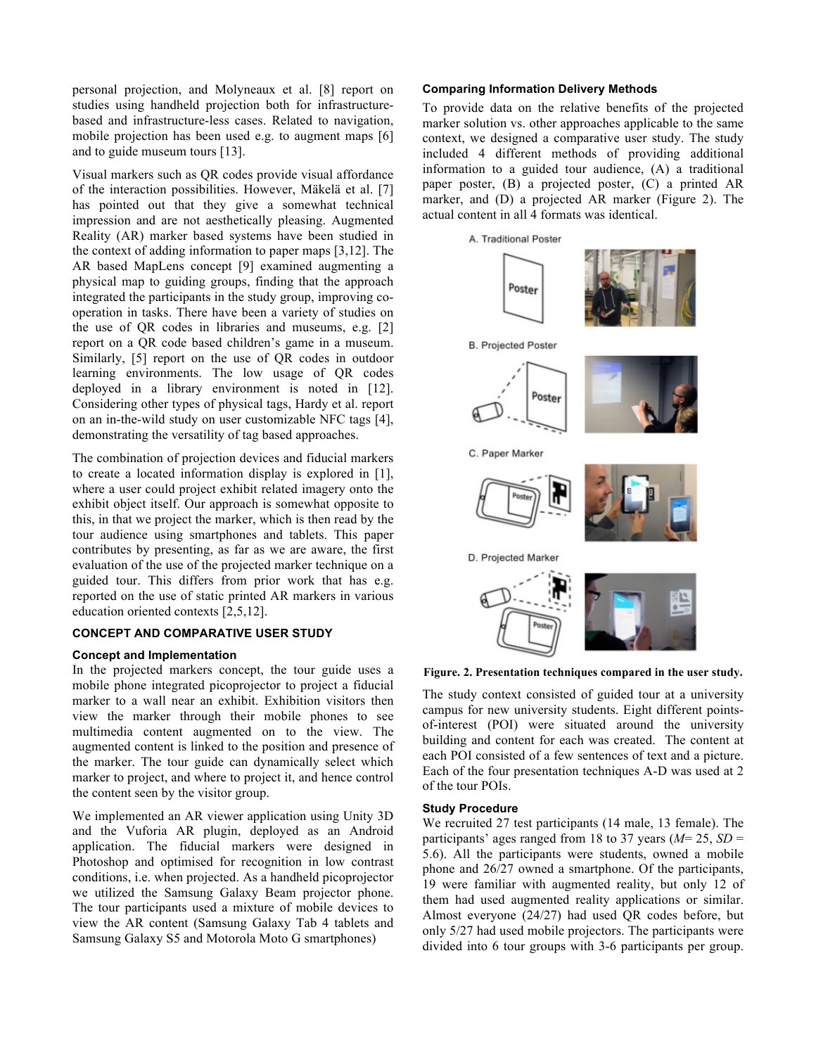personal projection, and Molyneaux et al. [8] report on studies using handheld projection both for infrastructure-based and infrastructure-less cases. Related to navigation, mobile projection has been used e.g. to augment maps [6] and to guide museum tours [13].

Visual markers such as QR codes provide visual affordance of the interaction possibilities. However, Mäkelä et al. [7] has pointed out that they give a somewhat technical impression and are not aesthetically pleasing. Augmented Reality (AR) marker based systems have been studied in the context of adding information to paper maps [3,12]. The AR based MapLens concept [9] examined augmenting a physical map to guiding groups, finding that the approach integrated the participants in the study group, improving co-operation in tasks. There have been a variety of studies on the use of QR codes in libraries and museums, e.g. [2] report on a QR code based children's game in a museum. Similarly, [5] report on the use of QR codes in outdoor learning environments. The low usage of QR codes deployed in a library environment is noted in [12]. Considering other types of physical tags, Hardy et al. report on an in-the-wild study on user customizable NFC tags [4], demonstrating the versatility of tag based approaches.

The combination of projection devices and fiducial markers to create a located information display is explored in [1], where a user could project exhibit related imagery onto the exhibit object itself. Our approach is somewhat opposite to this, in that we project the marker, which is then read by the tour audience using smartphones and tablets. This paper contributes by presenting, as far as we are aware, the first evaluation of the use of the projected marker technique on a guided tour. This differs from prior work that has e.g. reported on the use of static printed AR markers in various education oriented contexts [2,5,12].

## CONCEPT AND COMPARATIVE USER STUDY

### Concept and Implementation

In the projected markers concept, the tour guide uses a mobile phone integrated picoprojector to project a fiducial marker to a wall near an exhibit. Exhibition visitors then view the marker through their mobile phones to see multimedia content augmented on to the view. The augmented content is linked to the position and presence of the marker. The tour guide can dynamically select which marker to project, and where to project it, and hence control the content seen by the visitor group.

We implemented an AR viewer application using Unity 3D and the Vuforia AR plugin, deployed as an Android application. The fiducial markers were designed in Photoshop and optimised for recognition in low contrast conditions, i.e. when projected. As a handheld picoprojector we utilized the Samsung Galaxy Beam projector phone. The tour participants used a mixture of mobile devices to view the AR content (Samsung Galaxy Tab 4 tablets and Samsung Galaxy S5 and Motorola Moto G smartphones)

### Comparing Information Delivery Methods

To provide data on the relative benefits of the projected marker solution vs. other approaches applicable to the same context, we designed a comparative user study. The study included 4 different methods of providing additional information to a guided tour audience, (A) a traditional paper poster, (B) a projected poster, (C) a printed AR marker, and (D) a projected AR marker (Figure 2). The actual content in all 4 formats was identical.

**Figure. 2. Presentation techniques compared in the user study.**

The study context consisted of guided tour at a university campus for new university students. Eight different points-of-interest (POI) were situated around the university building and content for each was created. The content at each POI consisted of a few sentences of text and a picture. Each of the four presentation techniques A-D was used at 2 of the tour POIs.

### Study Procedure

We recruited 27 test participants (14 male, 13 female). The participants' ages ranged from 18 to 37 years ($M$= 25, $SD$ = 5.6). All the participants were students, owned a mobile phone and 26/27 owned a smartphone. Of the participants, 19 were familiar with augmented reality, but only 12 of them had used augmented reality applications or similar. Almost everyone (24/27) had used QR codes before, but only 5/27 had used mobile projectors. The participants were divided into 6 tour groups with 3-6 participants per group.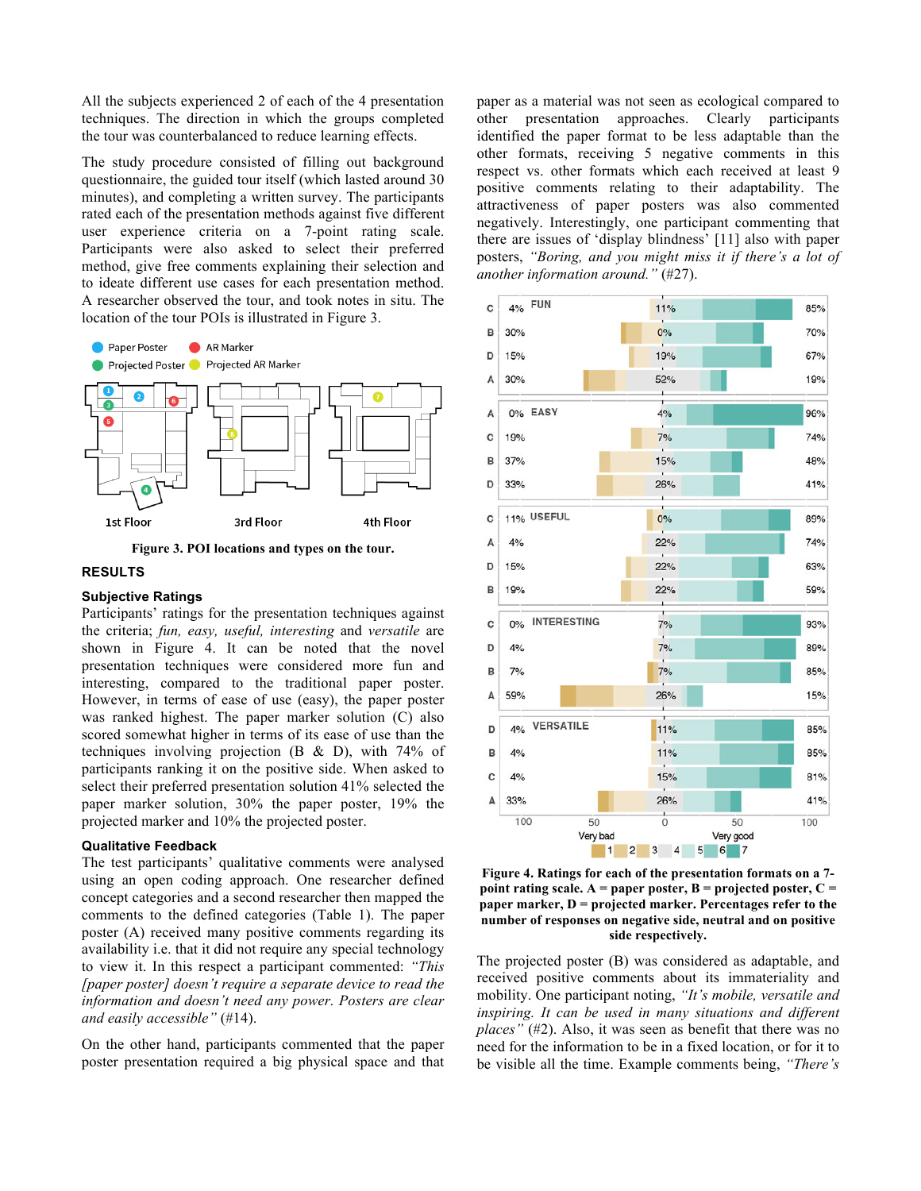All the subjects experienced 2 of each of the 4 presentation techniques. The direction in which the groups completed the tour was counterbalanced to reduce learning effects.

The study procedure consisted of filling out background questionnaire, the guided tour itself (which lasted around 30 minutes), and completing a written survey. The participants rated each of the presentation methods against five different user experience criteria on a 7-point rating scale. Participants were also asked to select their preferred method, give free comments explaining their selection and to ideate different use cases for each presentation method. A researcher observed the tour, and took notes in situ. The location of the tour POIs is illustrated in Figure 3.

**Figure 3. POI locations and types on the tour.**

## RESULTS

### Subjective Ratings

Participants' ratings for the presentation techniques against the criteria; *fun, easy, useful, interesting* and *versatile* are shown in Figure 4. It can be noted that the novel presentation techniques were considered more fun and interesting, compared to the traditional paper poster. However, in terms of ease of use (easy), the paper poster was ranked highest. The paper marker solution (C) also scored somewhat higher in terms of its ease of use than the techniques involving projection (B & D), with 74% of participants ranking it on the positive side. When asked to select their preferred presentation solution 41% selected the paper marker solution, 30% the paper poster, 19% the projected marker and 10% the projected poster.

### Qualitative Feedback

The test participants' qualitative comments were analysed using an open coding approach. One researcher defined concept categories and a second researcher then mapped the comments to the defined categories (Table 1). The paper poster (A) received many positive comments regarding its availability i.e. that it did not require any special technology to view it. In this respect a participant commented: *"This [paper poster] doesn't require a separate device to read the information and doesn't need any power. Posters are clear and easily accessible"* (#14).

On the other hand, participants commented that the paper poster presentation required a big physical space and that paper as a material was not seen as ecological compared to other presentation approaches. Clearly participants identified the paper format to be less adaptable than the other formats, receiving 5 negative comments in this respect vs. other formats which each received at least 9 positive comments relating to their adaptability. The attractiveness of paper posters was also commented negatively. Interestingly, one participant commenting that there are issues of 'display blindness' [11] also with paper posters, *"Boring, and you might miss it if there's a lot of another information around."* (#27).

**Figure 4. Ratings for each of the presentation formats on a 7-point rating scale. A = paper poster, B = projected poster, C = paper marker, D = projected marker. Percentages refer to the number of responses on negative side, neutral and on positive side respectively.**

The projected poster (B) was considered as adaptable, and received positive comments about its immateriality and mobility. One participant noting, *"It's mobile, versatile and inspiring. It can be used in many situations and different places"* (#2). Also, it was seen as benefit that there was no need for the information to be in a fixed location, or for it to be visible all the time. Example comments being, *"There's*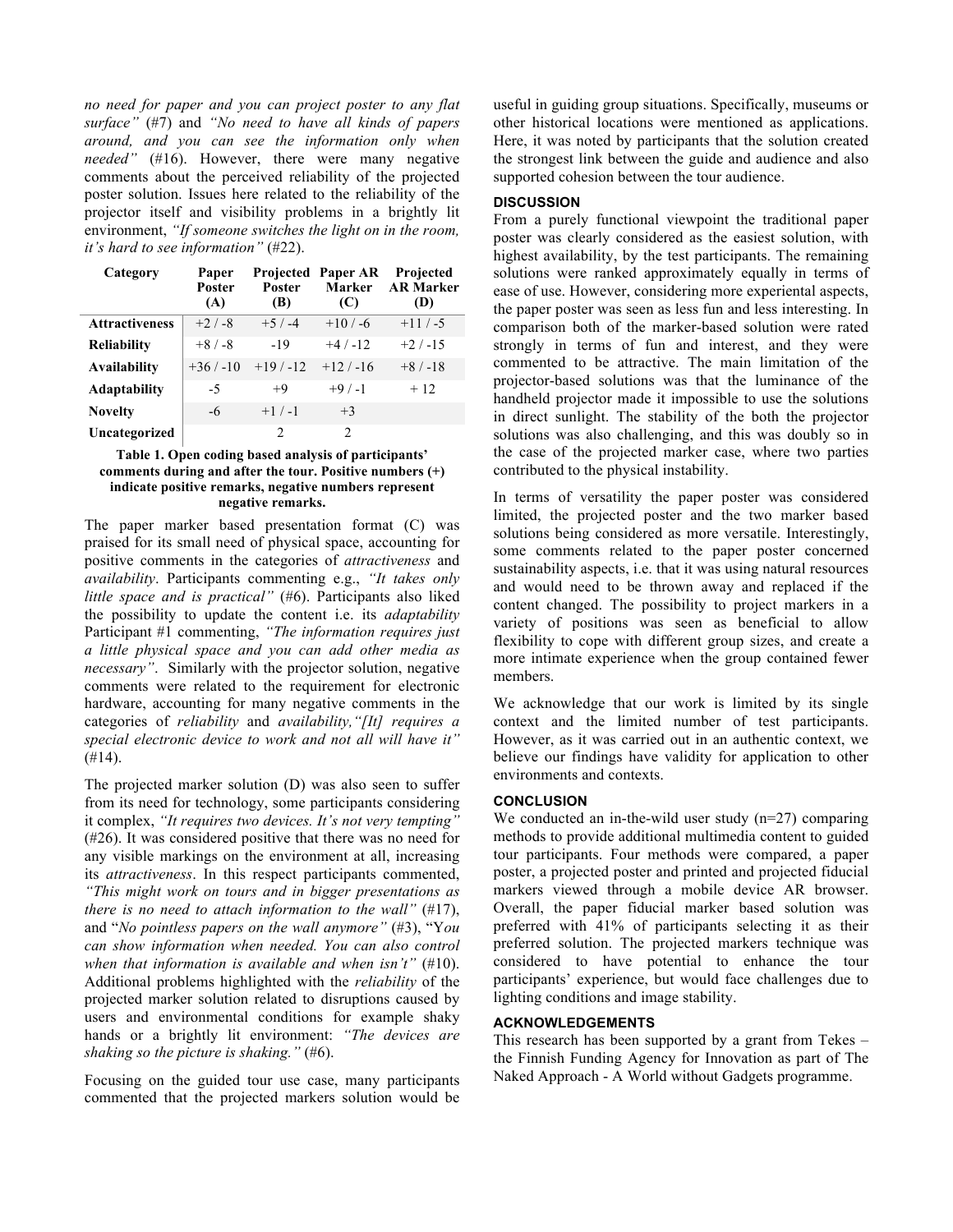*no need for paper and you can project poster to any flat surface"* (#7) and *"No need to have all kinds of papers around, and you can see the information only when needed"* (#16). However, there were many negative comments about the perceived reliability of the projected poster solution. Issues here related to the reliability of the projector itself and visibility problems in a brightly lit environment, *"If someone switches the light on in the room, it's hard to see information"* (#22).

| Category | Paper Poster (A) | Projected Poster (B) | Paper AR Marker (C) | Projected AR Marker (D) |
|---|---|---|---|---|
| **Attractiveness** | +2 / -8 | +5 / -4 | +10 / -6 | +11 / -5 |
| **Reliability** | +8 / -8 | -19 | +4 / -12 | +2 / -15 |
| **Availability** | +36 / -10 | +19 / -12 | +12 / -16 | +8 / -18 |
| **Adaptability** | -5 | +9 | +9 / -1 | + 12 |
| **Novelty** | -6 | +1 / -1 | +3 | |
| **Uncategorized** | | 2 | 2 | |

**Table 1. Open coding based analysis of participants' comments during and after the tour. Positive numbers (+) indicate positive remarks, negative numbers represent negative remarks.**

The paper marker based presentation format (C) was praised for its small need of physical space, accounting for positive comments in the categories of *attractiveness* and *availability*. Participants commenting e.g., *"It takes only little space and is practical"* (#6). Participants also liked the possibility to update the content i.e. its *adaptability* Participant #1 commenting, *"The information requires just a little physical space and you can add other media as necessary"*. Similarly with the projector solution, negative comments were related to the requirement for electronic hardware, accounting for many negative comments in the categories of *reliability* and *availability,"[It] requires a special electronic device to work and not all will have it"* (#14).

The projected marker solution (D) was also seen to suffer from its need for technology, some participants considering it complex, *"It requires two devices. It's not very tempting"* (#26). It was considered positive that there was no need for any visible markings on the environment at all, increasing its *attractiveness*. In this respect participants commented, *"This might work on tours and in bigger presentations as there is no need to attach information to the wall"* (#17), and "*No pointless papers on the wall anymore"* (#3), "*You can show information when needed. You can also control when that information is available and when isn't"* (#10). Additional problems highlighted with the *reliability* of the projected marker solution related to disruptions caused by users and environmental conditions for example shaky hands or a brightly lit environment: *"The devices are shaking so the picture is shaking."* (#6).

Focusing on the guided tour use case, many participants commented that the projected markers solution would be useful in guiding group situations. Specifically, museums or other historical locations were mentioned as applications. Here, it was noted by participants that the solution created the strongest link between the guide and audience and also supported cohesion between the tour audience.

## DISCUSSION

From a purely functional viewpoint the traditional paper poster was clearly considered as the easiest solution, with highest availability, by the test participants. The remaining solutions were ranked approximately equally in terms of ease of use. However, considering more experiental aspects, the paper poster was seen as less fun and less interesting. In comparison both of the marker-based solution were rated strongly in terms of fun and interest, and they were commented to be attractive. The main limitation of the projector-based solutions was that the luminance of the handheld projector made it impossible to use the solutions in direct sunlight. The stability of the both the projector solutions was also challenging, and this was doubly so in the case of the projected marker case, where two parties contributed to the physical instability.

In terms of versatility the paper poster was considered limited, the projected poster and the two marker based solutions being considered as more versatile. Interestingly, some comments related to the paper poster concerned sustainability aspects, i.e. that it was using natural resources and would need to be thrown away and replaced if the content changed. The possibility to project markers in a variety of positions was seen as beneficial to allow flexibility to cope with different group sizes, and create a more intimate experience when the group contained fewer members.

We acknowledge that our work is limited by its single context and the limited number of test participants. However, as it was carried out in an authentic context, we believe our findings have validity for application to other environments and contexts.

## CONCLUSION

We conducted an in-the-wild user study (n=27) comparing methods to provide additional multimedia content to guided tour participants. Four methods were compared, a paper poster, a projected poster and printed and projected fiducial markers viewed through a mobile device AR browser. Overall, the paper fiducial marker based solution was preferred with 41% of participants selecting it as their preferred solution. The projected markers technique was considered to have potential to enhance the tour participants' experience, but would face challenges due to lighting conditions and image stability.

## ACKNOWLEDGEMENTS

This research has been supported by a grant from Tekes – the Finnish Funding Agency for Innovation as part of The Naked Approach - A World without Gadgets programme.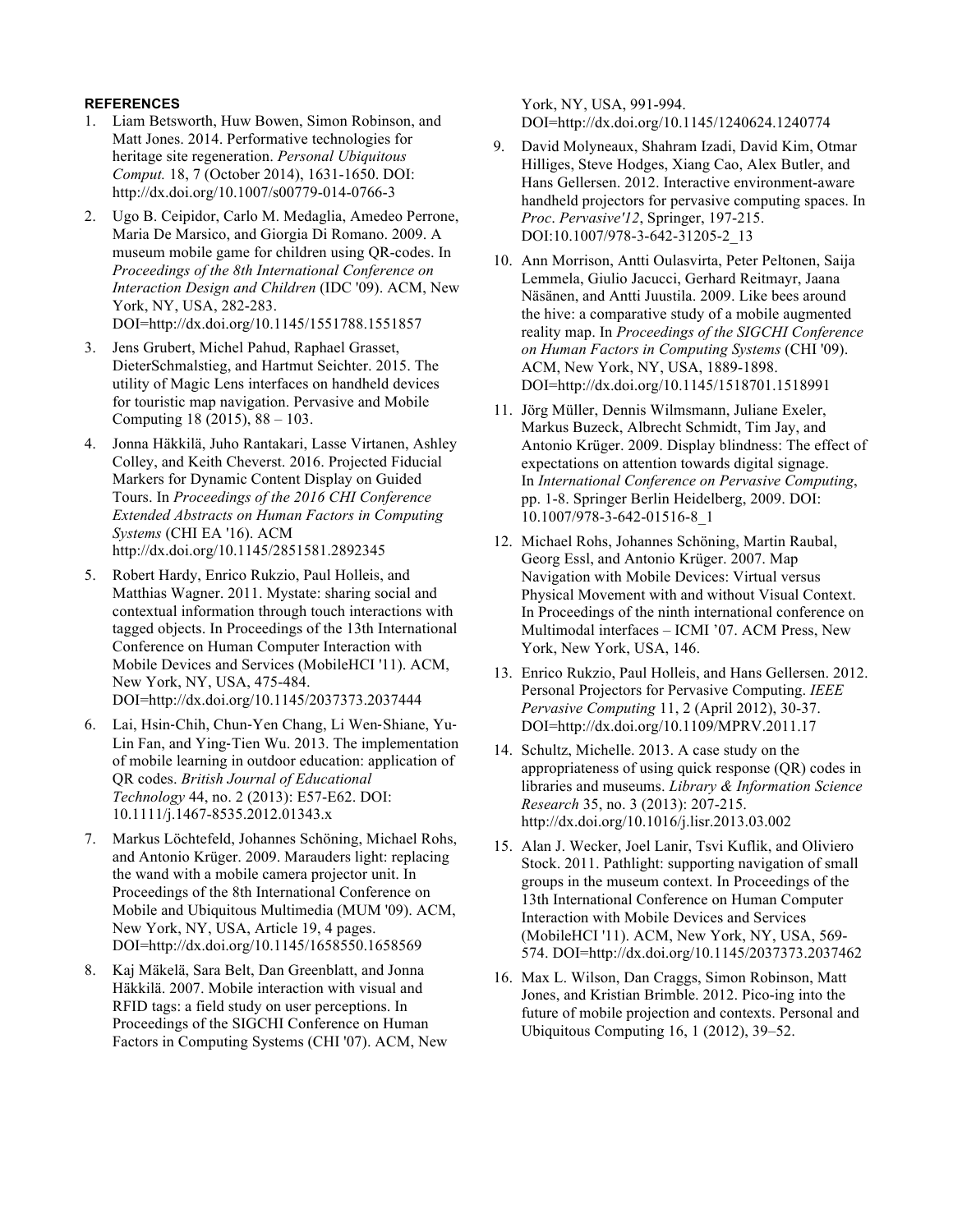**REFERENCES**

1. Liam Betsworth, Huw Bowen, Simon Robinson, and Matt Jones. 2014. Performative technologies for heritage site regeneration. *Personal Ubiquitous Comput.* 18, 7 (October 2014), 1631-1650. DOI: http://dx.doi.org/10.1007/s00779-014-0766-3
2. Ugo B. Ceipidor, Carlo M. Medaglia, Amedeo Perrone, Maria De Marsico, and Giorgia Di Romano. 2009. A museum mobile game for children using QR-codes. In *Proceedings of the 8th International Conference on Interaction Design and Children* (IDC '09). ACM, New York, NY, USA, 282-283. DOI=http://dx.doi.org/10.1145/1551788.1551857
3. Jens Grubert, Michel Pahud, Raphael Grasset, DieterSchmalstieg, and Hartmut Seichter. 2015. The utility of Magic Lens interfaces on handheld devices for touristic map navigation. Pervasive and Mobile Computing 18 (2015), 88 – 103.
4. Jonna Häkkilä, Juho Rantakari, Lasse Virtanen, Ashley Colley, and Keith Cheverst. 2016. Projected Fiducial Markers for Dynamic Content Display on Guided Tours. In *Proceedings of the 2016 CHI Conference Extended Abstracts on Human Factors in Computing Systems* (CHI EA '16). ACM http://dx.doi.org/10.1145/2851581.2892345
5. Robert Hardy, Enrico Rukzio, Paul Holleis, and Matthias Wagner. 2011. Mystate: sharing social and contextual information through touch interactions with tagged objects. In Proceedings of the 13th International Conference on Human Computer Interaction with Mobile Devices and Services (MobileHCI '11). ACM, New York, NY, USA, 475-484. DOI=http://dx.doi.org/10.1145/2037373.2037444
6. Lai, Hsin-Chih, Chun-Yen Chang, Li Wen-Shiane, Yu-Lin Fan, and Ying-Tien Wu. 2013. The implementation of mobile learning in outdoor education: application of QR codes. *British Journal of Educational Technology* 44, no. 2 (2013): E57-E62. DOI: 10.1111/j.1467-8535.2012.01343.x
7. Markus Löchtefeld, Johannes Schöning, Michael Rohs, and Antonio Krüger. 2009. Marauders light: replacing the wand with a mobile camera projector unit. In Proceedings of the 8th International Conference on Mobile and Ubiquitous Multimedia (MUM '09). ACM, New York, NY, USA, Article 19, 4 pages. DOI=http://dx.doi.org/10.1145/1658550.1658569
8. Kaj Mäkelä, Sara Belt, Dan Greenblatt, and Jonna Häkkilä. 2007. Mobile interaction with visual and RFID tags: a field study on user perceptions. In Proceedings of the SIGCHI Conference on Human Factors in Computing Systems (CHI '07). ACM, New York, NY, USA, 991-994. DOI=http://dx.doi.org/10.1145/1240624.1240774
9. David Molyneaux, Shahram Izadi, David Kim, Otmar Hilliges, Steve Hodges, Xiang Cao, Alex Butler, and Hans Gellersen. 2012. Interactive environment-aware handheld projectors for pervasive computing spaces. In *Proc*. *Pervasive'12*, Springer, 197-215. DOI:10.1007/978-3-642-31205-2_13
10. Ann Morrison, Antti Oulasvirta, Peter Peltonen, Saija Lemmela, Giulio Jacucci, Gerhard Reitmayr, Jaana Näsänen, and Antti Juustila. 2009. Like bees around the hive: a comparative study of a mobile augmented reality map. In *Proceedings of the SIGCHI Conference on Human Factors in Computing Systems* (CHI '09). ACM, New York, NY, USA, 1889-1898. DOI=http://dx.doi.org/10.1145/1518701.1518991
11. Jörg Müller, Dennis Wilmsmann, Juliane Exeler, Markus Buzeck, Albrecht Schmidt, Tim Jay, and Antonio Krüger. 2009. Display blindness: The effect of expectations on attention towards digital signage. In *International Conference on Pervasive Computing*, pp. 1-8. Springer Berlin Heidelberg, 2009. DOI: 10.1007/978-3-642-01516-8_1
12. Michael Rohs, Johannes Schöning, Martin Raubal, Georg Essl, and Antonio Krüger. 2007. Map Navigation with Mobile Devices: Virtual versus Physical Movement with and without Visual Context. In Proceedings of the ninth international conference on Multimodal interfaces – ICMI '07. ACM Press, New York, New York, USA, 146.
13. Enrico Rukzio, Paul Holleis, and Hans Gellersen. 2012. Personal Projectors for Pervasive Computing. *IEEE Pervasive Computing* 11, 2 (April 2012), 30-37. DOI=http://dx.doi.org/10.1109/MPRV.2011.17
14. Schultz, Michelle. 2013. A case study on the appropriateness of using quick response (QR) codes in libraries and museums. *Library & Information Science Research* 35, no. 3 (2013): 207-215. http://dx.doi.org/10.1016/j.lisr.2013.03.002
15. Alan J. Wecker, Joel Lanir, Tsvi Kuflik, and Oliviero Stock. 2011. Pathlight: supporting navigation of small groups in the museum context. In Proceedings of the 13th International Conference on Human Computer Interaction with Mobile Devices and Services (MobileHCI '11). ACM, New York, NY, USA, 569-574. DOI=http://dx.doi.org/10.1145/2037373.2037462
16. Max L. Wilson, Dan Craggs, Simon Robinson, Matt Jones, and Kristian Brimble. 2012. Pico-ing into the future of mobile projection and contexts. Personal and Ubiquitous Computing 16, 1 (2012), 39–52.